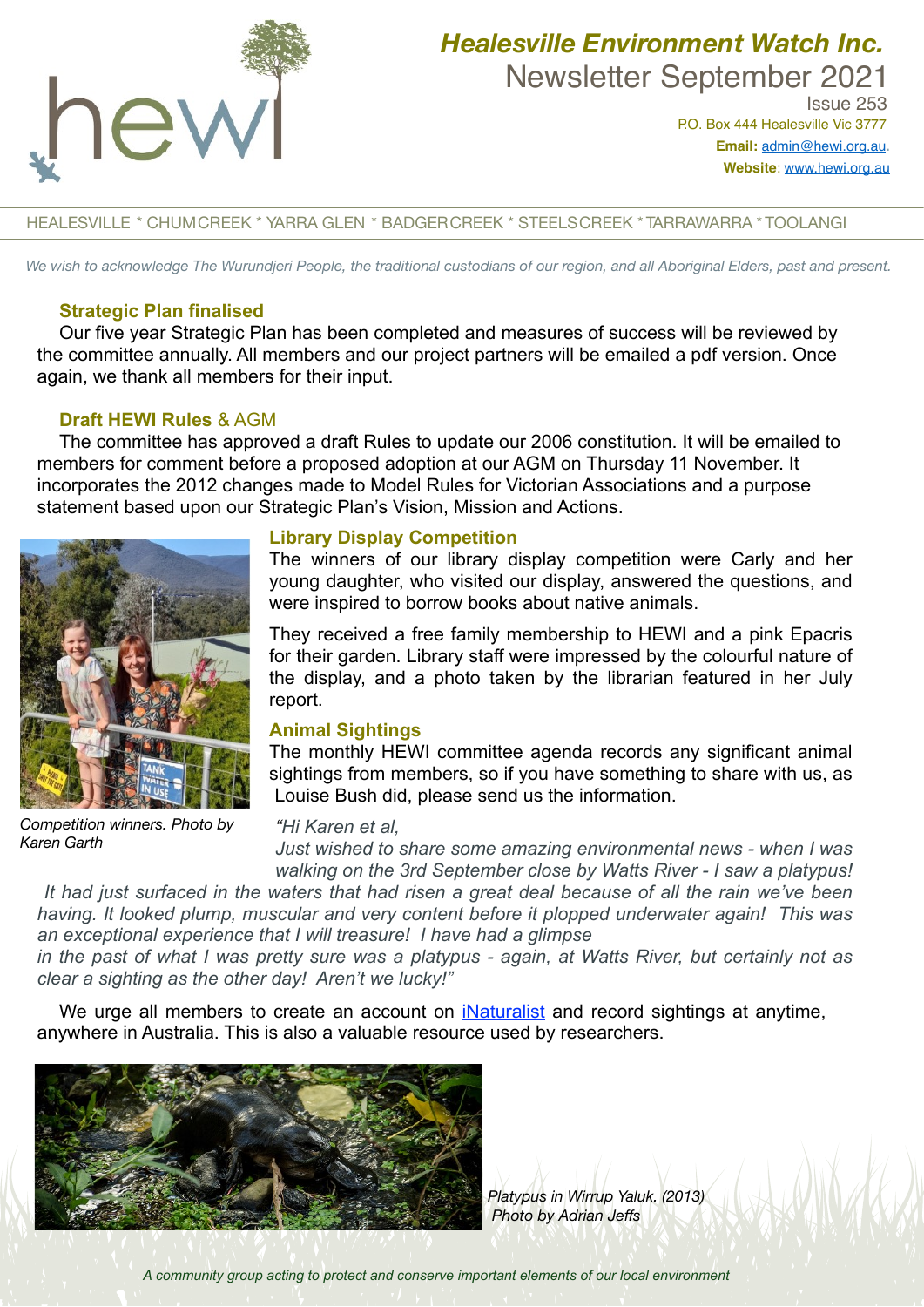# Healesville Environment Watch Inc.

## Newsletter September 2021

Issue 253

P.O. Box 444 Healesville Vic 3777

**Email:** admin@hewi.org.au.

**Website**: www.hewi.org.au

HEALESVILLE * CHUMCREEK * YARRA GLEN * BADGERCREEK * STEELSCREEK * TARRAWARRA * TOOLANGI

*We wish to acknowledge The Wurundjeri People, the traditional custodians of our region, and all Aboriginal Elders, past and present.*

### Strategic Plan finalised

Our five year Strategic Plan has been completed and measures of success will be reviewed by the committee annually. All members and our project partners will be emailed a pdf version. Once again, we thank all members for their input.

### Draft HEWI Rules & AGM

The committee has approved a draft Rules to update our 2006 constitution. It will be emailed to members for comment before a proposed adoption at our AGM on Thursday 11 November. It incorporates the 2012 changes made to Model Rules for Victorian Associations and a purpose statement based upon our Strategic Plan's Vision, Mission and Actions.

### Library Display Competition

The winners of our library display competition were Carly and her young daughter, who visited our display, answered the questions, and were inspired to borrow books about native animals.

They received a free family membership to HEWI and a pink Epacris for their garden. Library staff were impressed by the colourful nature of the display, and a photo taken by the librarian featured in her July report.

*Competition winners. Photo by Karen Garth*

### Animal Sightings

The monthly HEWI committee agenda records any significant animal sightings from members, so if you have something to share with us, as Louise Bush did, please send us the information.

*"Hi Karen et al,*
*Just wished to share some amazing environmental news - when I was walking on the 3rd September close by Watts River - I saw a platypus! It had just surfaced in the waters that had risen a great deal because of all the rain we've been having. It looked plump, muscular and very content before it plopped underwater again! This was an exceptional experience that I will treasure! I have had a glimpse in the past of what I was pretty sure was a platypus - again, at Watts River, but certainly not as clear a sighting as the other day! Aren't we lucky!"*

We urge all members to create an account on iNaturalist and record sightings at anytime, anywhere in Australia. This is also a valuable resource used by researchers.

*Platypus in Wirrup Yaluk. (2013) Photo by Adrian Jeffs*

*A community group acting to protect and conserve important elements of our local environment*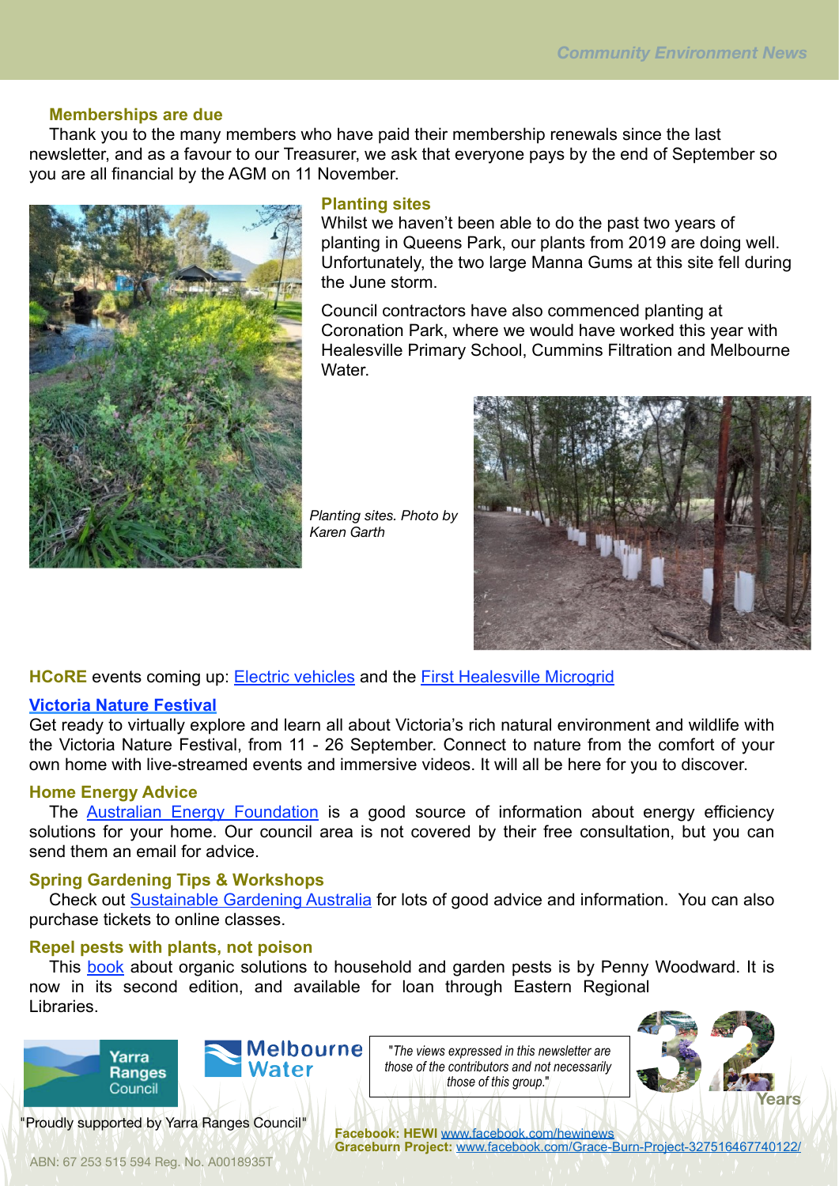### Memberships are due

Thank you to the many members who have paid their membership renewals since the last newsletter, and as a favour to our Treasurer, we ask that everyone pays by the end of September so you are all financial by the AGM on 11 November.

### Planting sites

Whilst we haven't been able to do the past two years of planting in Queens Park, our plants from 2019 are doing well. Unfortunately, the two large Manna Gums at this site fell during the June storm.

Council contractors have also commenced planting at Coronation Park, where we would have worked this year with Healesville Primary School, Cummins Filtration and Melbourne Water.

*Planting sites. Photo by Karen Garth*

**HCoRE** events coming up: Electric vehicles and the First Healesville Microgrid

### Victoria Nature Festival

Get ready to virtually explore and learn all about Victoria's rich natural environment and wildlife with the Victoria Nature Festival, from 11 - 26 September. Connect to nature from the comfort of your own home with live-streamed events and immersive videos. It will all be here for you to discover.

### Home Energy Advice

The Australian Energy Foundation is a good source of information about energy efficiency solutions for your home. Our council area is not covered by their free consultation, but you can send them an email for advice.

### Spring Gardening Tips & Workshops

Check out Sustainable Gardening Australia for lots of good advice and information. You can also purchase tickets to online classes.

### Repel pests with plants, not poison

This book about organic solutions to household and garden pests is by Penny Woodward. It is now in its second edition, and available for loan through Eastern Regional Libraries.

"Proudly supported by Yarra Ranges Council"

*"The views expressed in this newsletter are those of the contributors and not necessarily those of this group."*

32 Years

**Facebook: HEWI** www.facebook.com/hewinews
**Graceburn Project:** www.facebook.com/Grace-Burn-Project-327516467740122/

ABN: 67 253 515 594 Reg. No. A0018935T